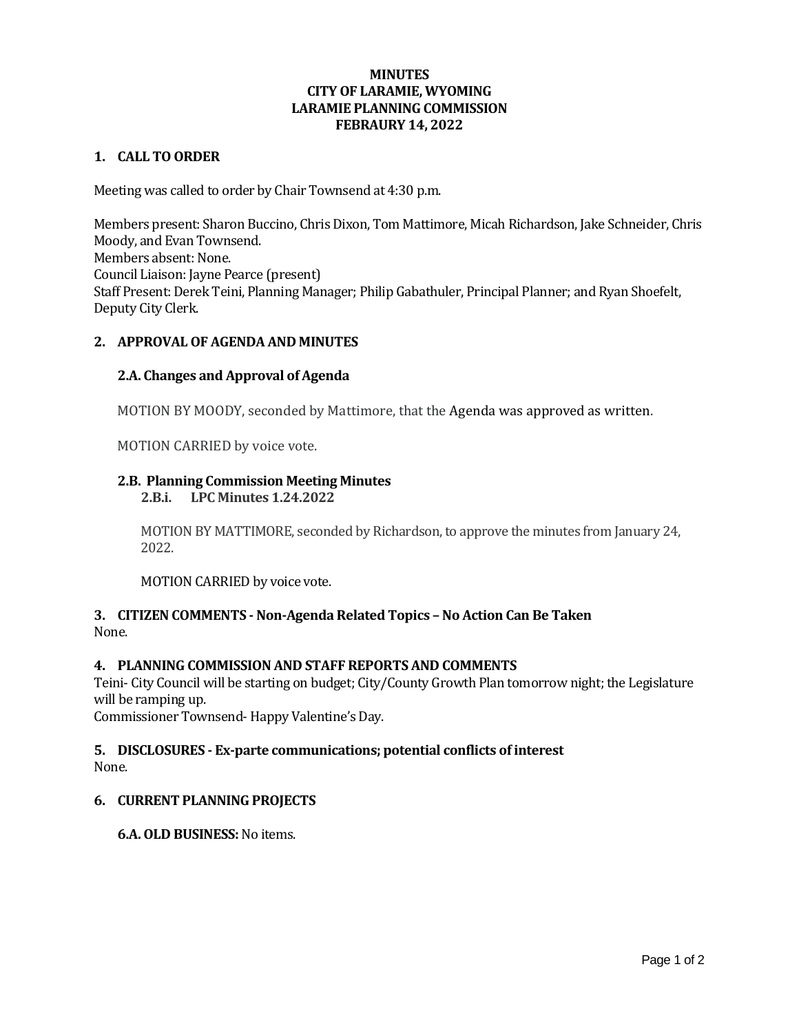**MINUTES**
**CITY OF LARAMIE, WYOMING**
**LARAMIE PLANNING COMMISSION**
**FEBRAURY 14, 2022**

## 1. CALL TO ORDER

Meeting was called to order by Chair Townsend at 4:30 p.m.

Members present: Sharon Buccino, Chris Dixon, Tom Mattimore, Micah Richardson, Jake Schneider, Chris Moody, and Evan Townsend.
Members absent: None.
Council Liaison: Jayne Pearce (present)
Staff Present: Derek Teini, Planning Manager; Philip Gabathuler, Principal Planner; and Ryan Shoefelt, Deputy City Clerk.

## 2. APPROVAL OF AGENDA AND MINUTES

### 2.A. Changes and Approval of Agenda

MOTION BY MOODY, seconded by Mattimore, that the Agenda was approved as written.

MOTION CARRIED by voice vote.

### 2.B. Planning Commission Meeting Minutes

#### 2.B.i. LPC Minutes 1.24.2022

MOTION BY MATTIMORE, seconded by Richardson, to approve the minutes from January 24, 2022.

MOTION CARRIED by voice vote.

## 3. CITIZEN COMMENTS - Non-Agenda Related Topics – No Action Can Be Taken

None.

## 4. PLANNING COMMISSION AND STAFF REPORTS AND COMMENTS

Teini- City Council will be starting on budget; City/County Growth Plan tomorrow night; the Legislature will be ramping up.
Commissioner Townsend- Happy Valentine's Day.

## 5. DISCLOSURES - Ex-parte communications; potential conflicts of interest

None.

## 6. CURRENT PLANNING PROJECTS

**6.A. OLD BUSINESS:** No items.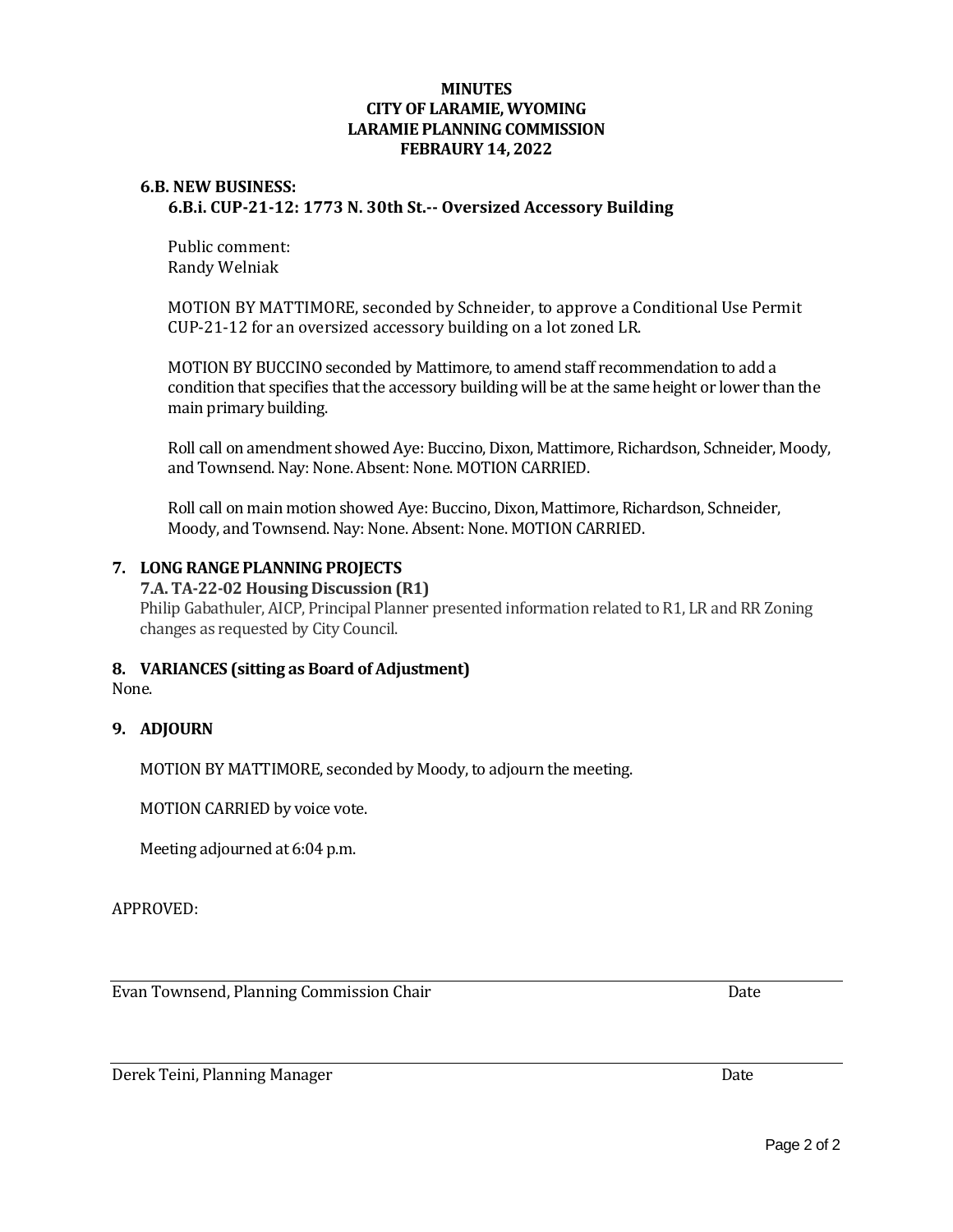**MINUTES**
**CITY OF LARAMIE, WYOMING**
**LARAMIE PLANNING COMMISSION**
**FEBRAURY 14, 2022**

**6.B. NEW BUSINESS:**

**6.B.i. CUP-21-12: 1773 N. 30th St.-- Oversized Accessory Building**

Public comment:
Randy Welniak

MOTION BY MATTIMORE, seconded by Schneider, to approve a Conditional Use Permit CUP-21-12 for an oversized accessory building on a lot zoned LR.

MOTION BY BUCCINO seconded by Mattimore, to amend staff recommendation to add a condition that specifies that the accessory building will be at the same height or lower than the main primary building.

Roll call on amendment showed Aye: Buccino, Dixon, Mattimore, Richardson, Schneider, Moody, and Townsend. Nay: None. Absent: None. MOTION CARRIED.

Roll call on main motion showed Aye: Buccino, Dixon, Mattimore, Richardson, Schneider, Moody, and Townsend. Nay: None. Absent: None. MOTION CARRIED.

**7. LONG RANGE PLANNING PROJECTS**

**7.A. TA-22-02 Housing Discussion (R1)**

Philip Gabathuler, AICP, Principal Planner presented information related to R1, LR and RR Zoning changes as requested by City Council.

**8. VARIANCES (sitting as Board of Adjustment)**

None.

**9. ADJOURN**

MOTION BY MATTIMORE, seconded by Moody, to adjourn the meeting.

MOTION CARRIED by voice vote.

Meeting adjourned at 6:04 p.m.

APPROVED:

Evan Townsend, Planning Commission Chair Date

Derek Teini, Planning Manager Date